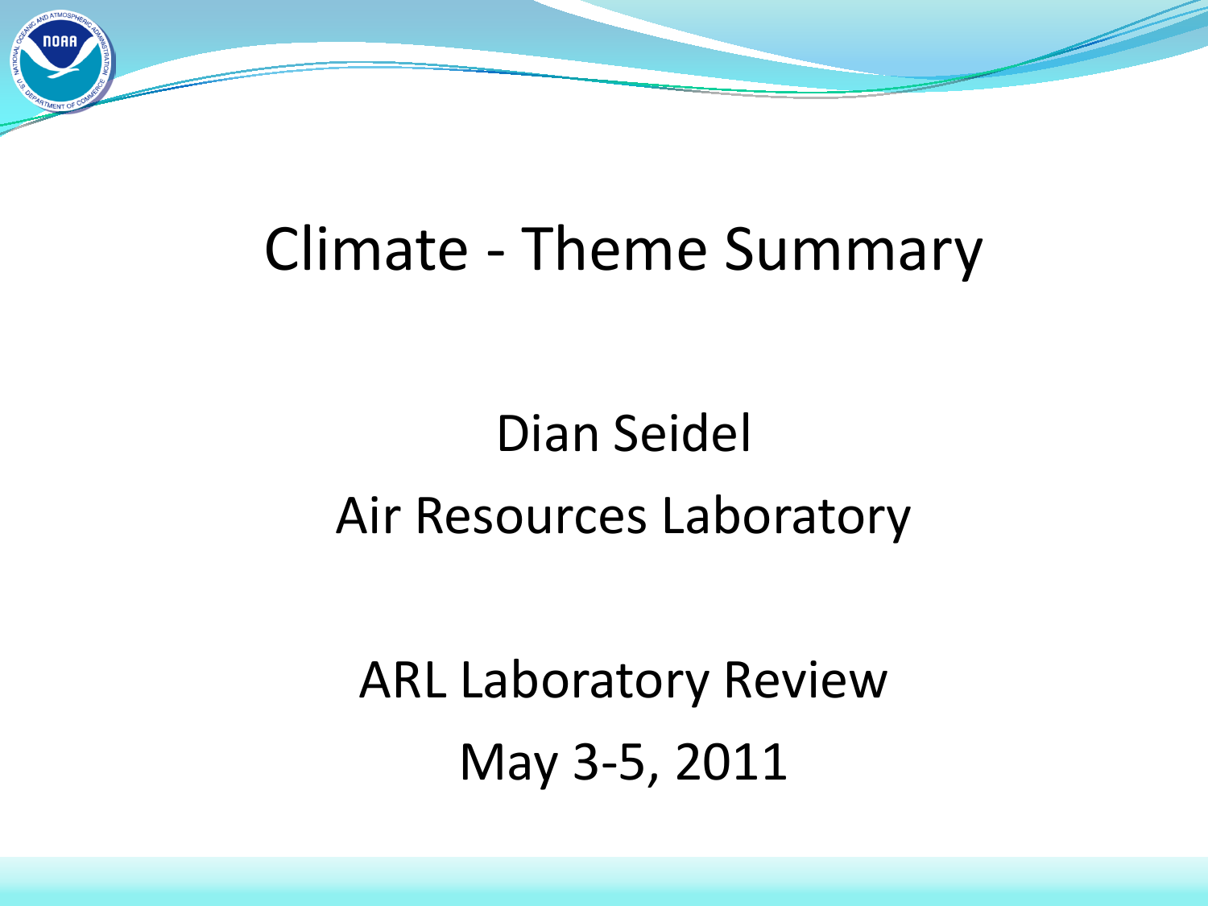# Climate - Theme Summary

Dian Seidel

Air Resources Laboratory

ARL Laboratory Review

May 3-5, 2011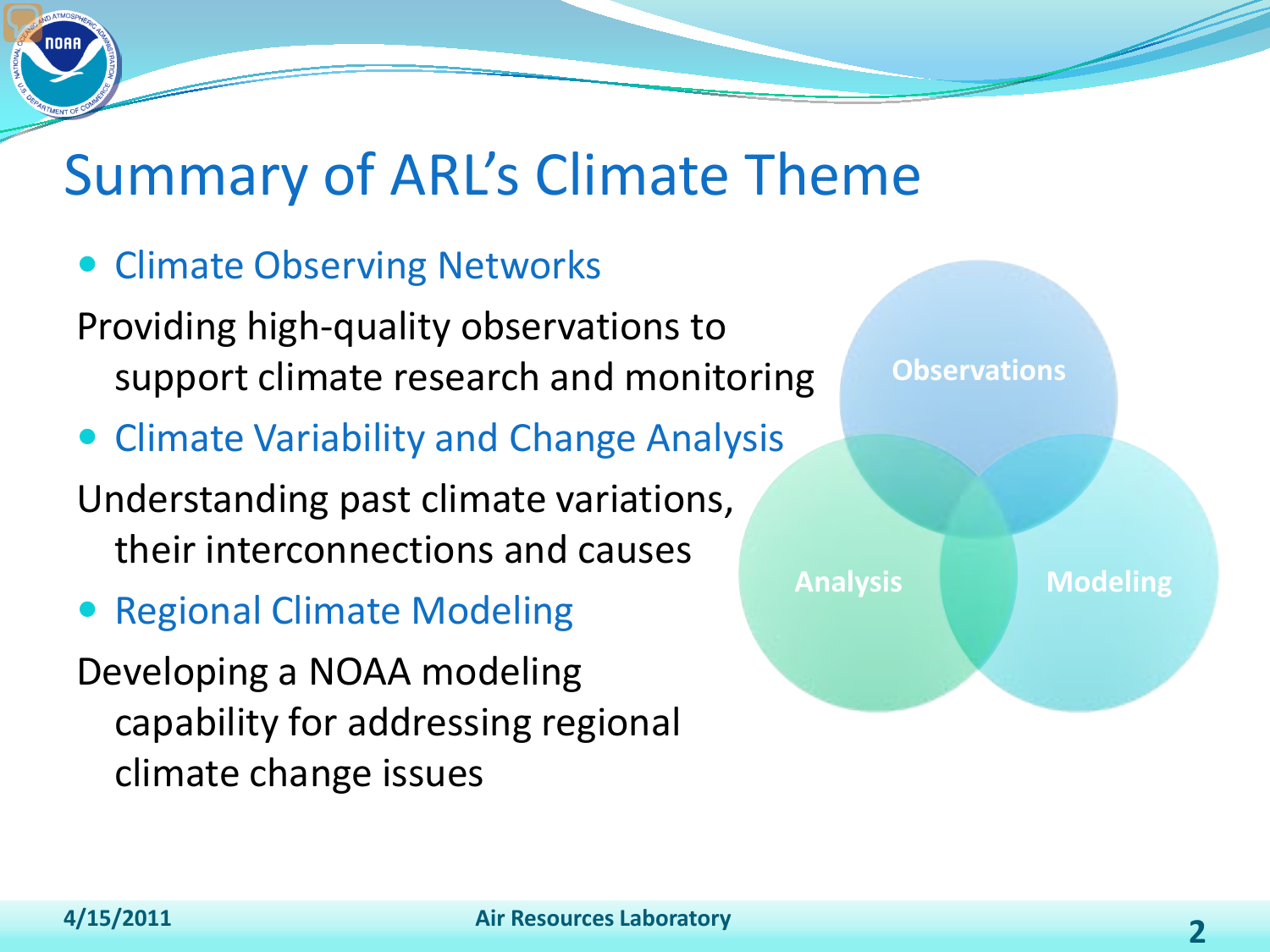# Summary of ARL's Climate Theme

- Climate Observing Networks

Providing high-quality observations to support climate research and monitoring

- Climate Variability and Change Analysis

Understanding past climate variations, their interconnections and causes

- Regional Climate Modeling

Developing a NOAA modeling capability for addressing regional climate change issues

Observations

Analysis

Modeling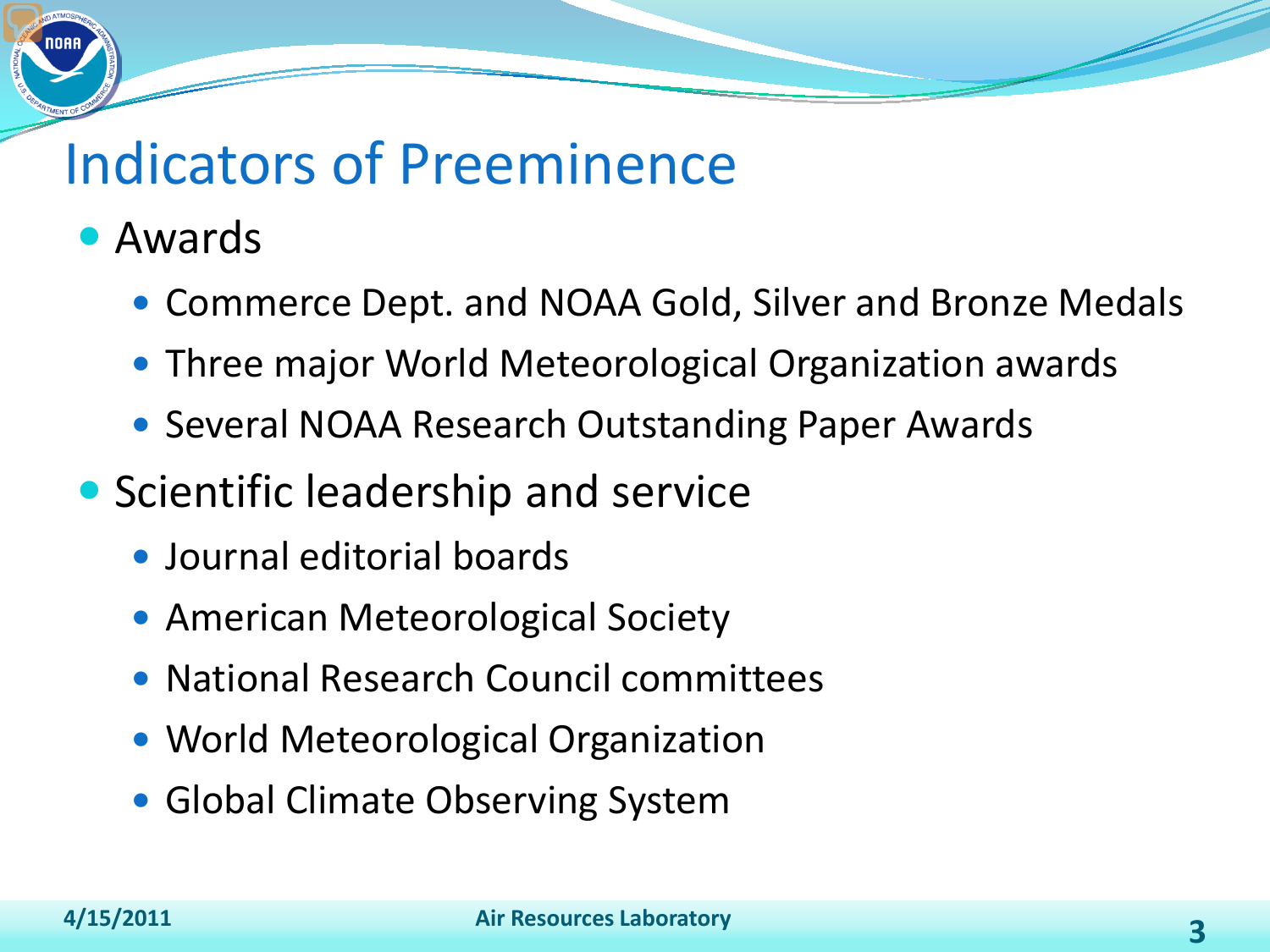# Indicators of Preeminence

- Awards
  - Commerce Dept. and NOAA Gold, Silver and Bronze Medals
  - Three major World Meteorological Organization awards
  - Several NOAA Research Outstanding Paper Awards
- Scientific leadership and service
  - Journal editorial boards
  - American Meteorological Society
  - National Research Council committees
  - World Meteorological Organization
  - Global Climate Observing System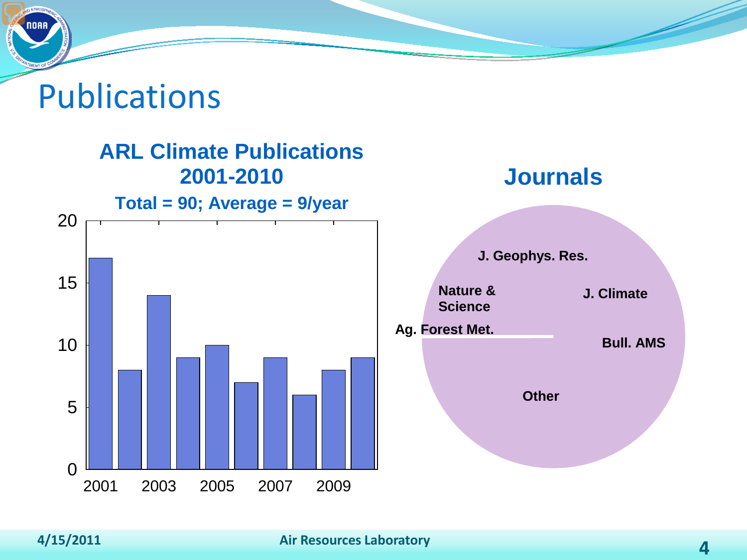# Publications

## ARL Climate Publications 2001-2010

**Total = 90; Average = 9/year**

| Year | Publications |
|---|---|
| 2001 | 17 |
| 2002 | 8 |
| 2003 | 14 |
| 2004 | 9 |
| 2005 | 10 |
| 2006 | 7 |
| 2007 | 9 |
| 2008 | 6 |
| 2009 | 8 |
| 2010 | 9 |

## Journals

- J. Geophys. Res.
- J. Climate
- Bull. AMS
- Other
- Ag. Forest Met.
- Nature & Science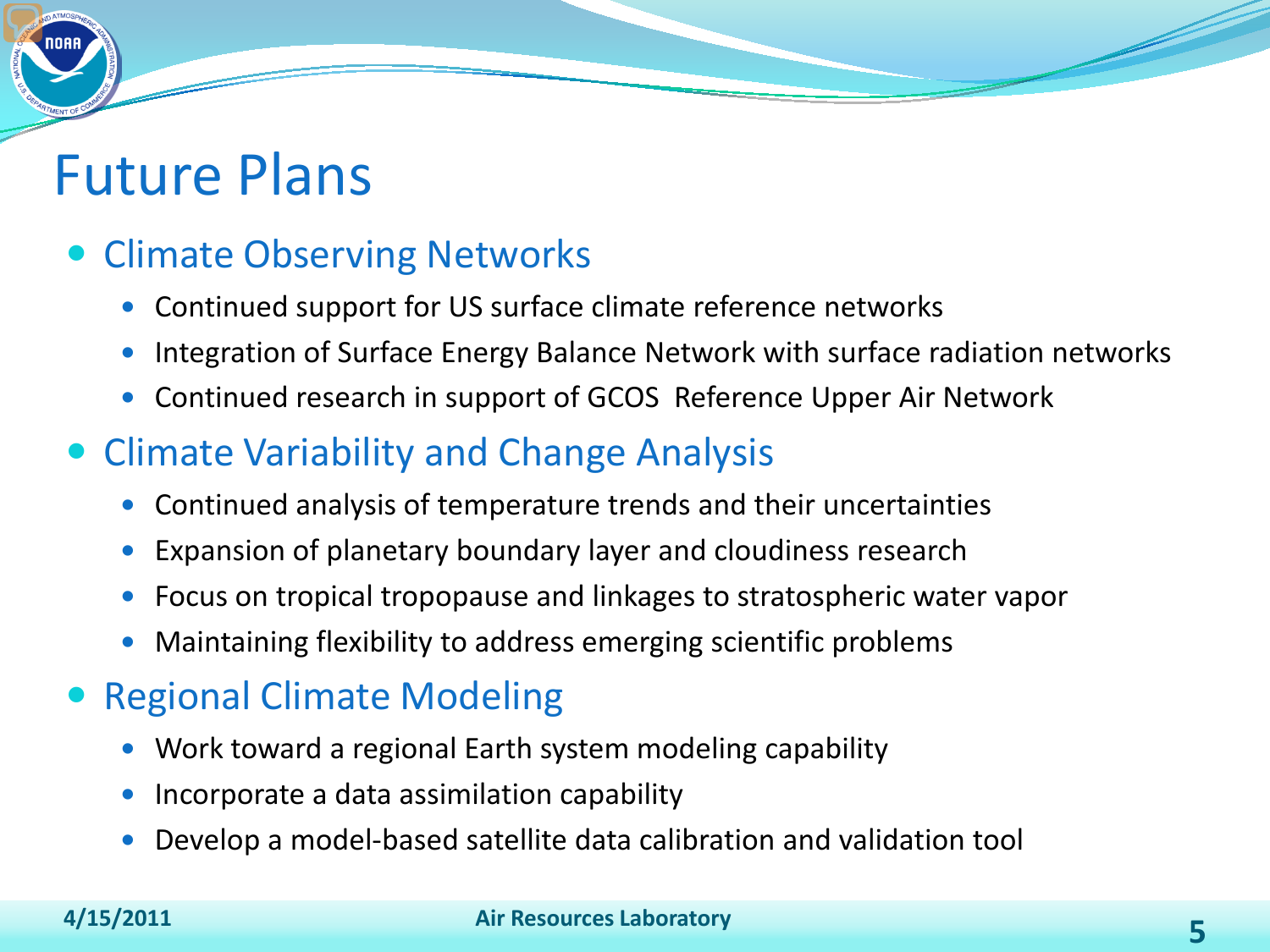# Future Plans

- Climate Observing Networks
  - Continued support for US surface climate reference networks
  - Integration of Surface Energy Balance Network with surface radiation networks
  - Continued research in support of GCOS Reference Upper Air Network
- Climate Variability and Change Analysis
  - Continued analysis of temperature trends and their uncertainties
  - Expansion of planetary boundary layer and cloudiness research
  - Focus on tropical tropopause and linkages to stratospheric water vapor
  - Maintaining flexibility to address emerging scientific problems
- Regional Climate Modeling
  - Work toward a regional Earth system modeling capability
  - Incorporate a data assimilation capability
  - Develop a model-based satellite data calibration and validation tool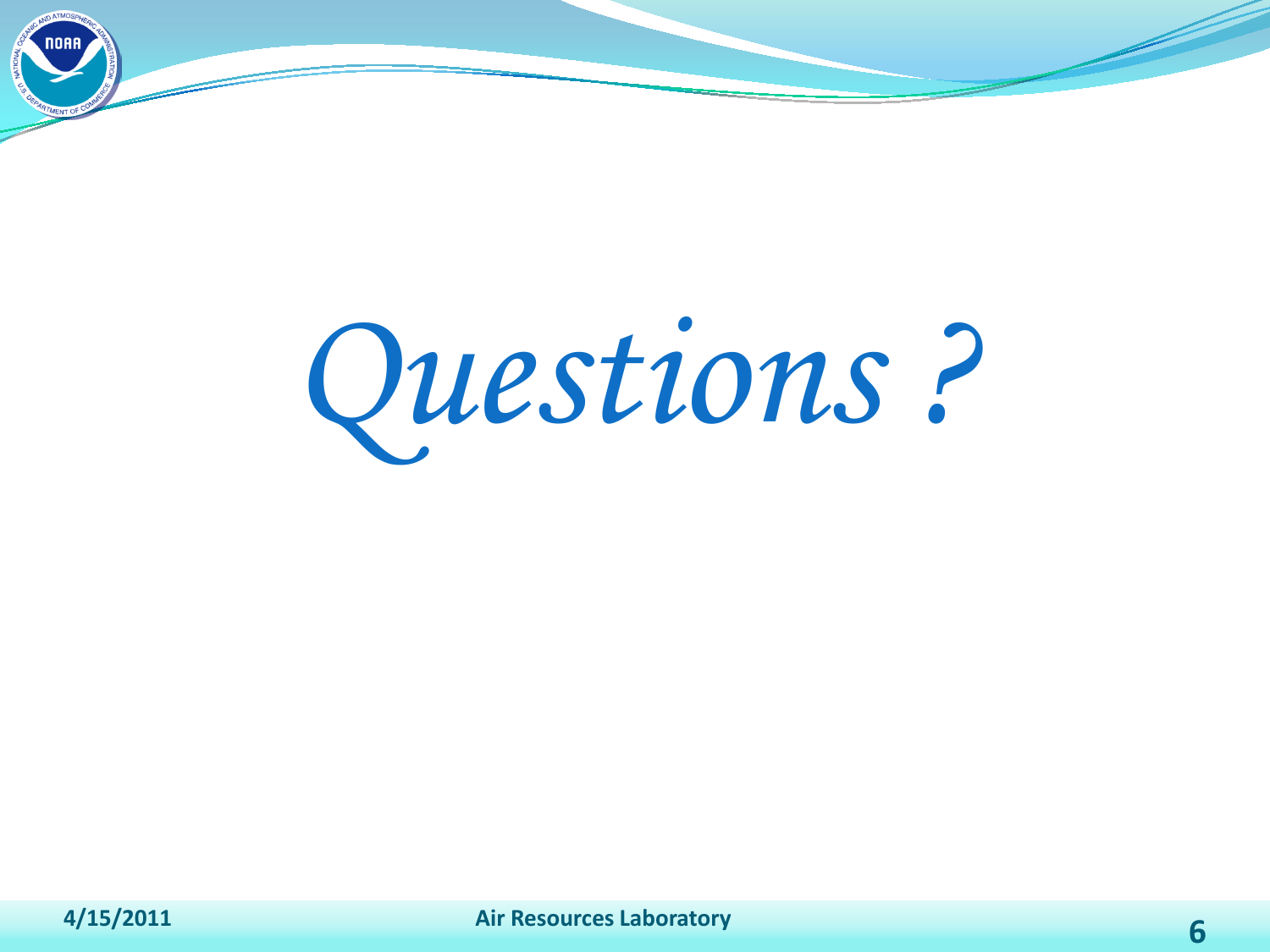# *Questions ?*